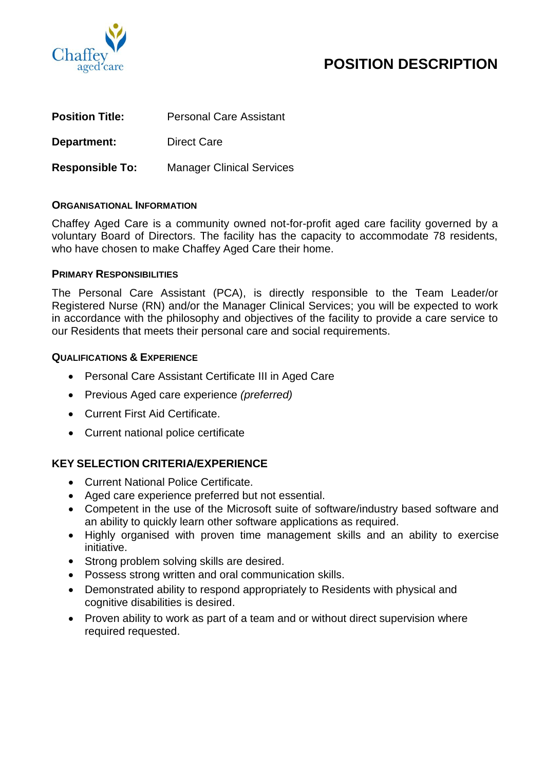Chaffey aged care

# POSITION DESCRIPTION

**Position Title:** Personal Care Assistant

**Department:** Direct Care

**Responsible To:** Manager Clinical Services

## ORGANISATIONAL INFORMATION

Chaffey Aged Care is a community owned not-for-profit aged care facility governed by a voluntary Board of Directors. The facility has the capacity to accommodate 78 residents, who have chosen to make Chaffey Aged Care their home.

## PRIMARY RESPONSIBILITIES

The Personal Care Assistant (PCA), is directly responsible to the Team Leader/or Registered Nurse (RN) and/or the Manager Clinical Services; you will be expected to work in accordance with the philosophy and objectives of the facility to provide a care service to our Residents that meets their personal care and social requirements.

## QUALIFICATIONS & EXPERIENCE

- Personal Care Assistant Certificate III in Aged Care
- Previous Aged care experience *(preferred)*
- Current First Aid Certificate.
- Current national police certificate

## KEY SELECTION CRITERIA/EXPERIENCE

- Current National Police Certificate.
- Aged care experience preferred but not essential.
- Competent in the use of the Microsoft suite of software/industry based software and an ability to quickly learn other software applications as required.
- Highly organised with proven time management skills and an ability to exercise initiative.
- Strong problem solving skills are desired.
- Possess strong written and oral communication skills.
- Demonstrated ability to respond appropriately to Residents with physical and cognitive disabilities is desired.
- Proven ability to work as part of a team and or without direct supervision where required requested.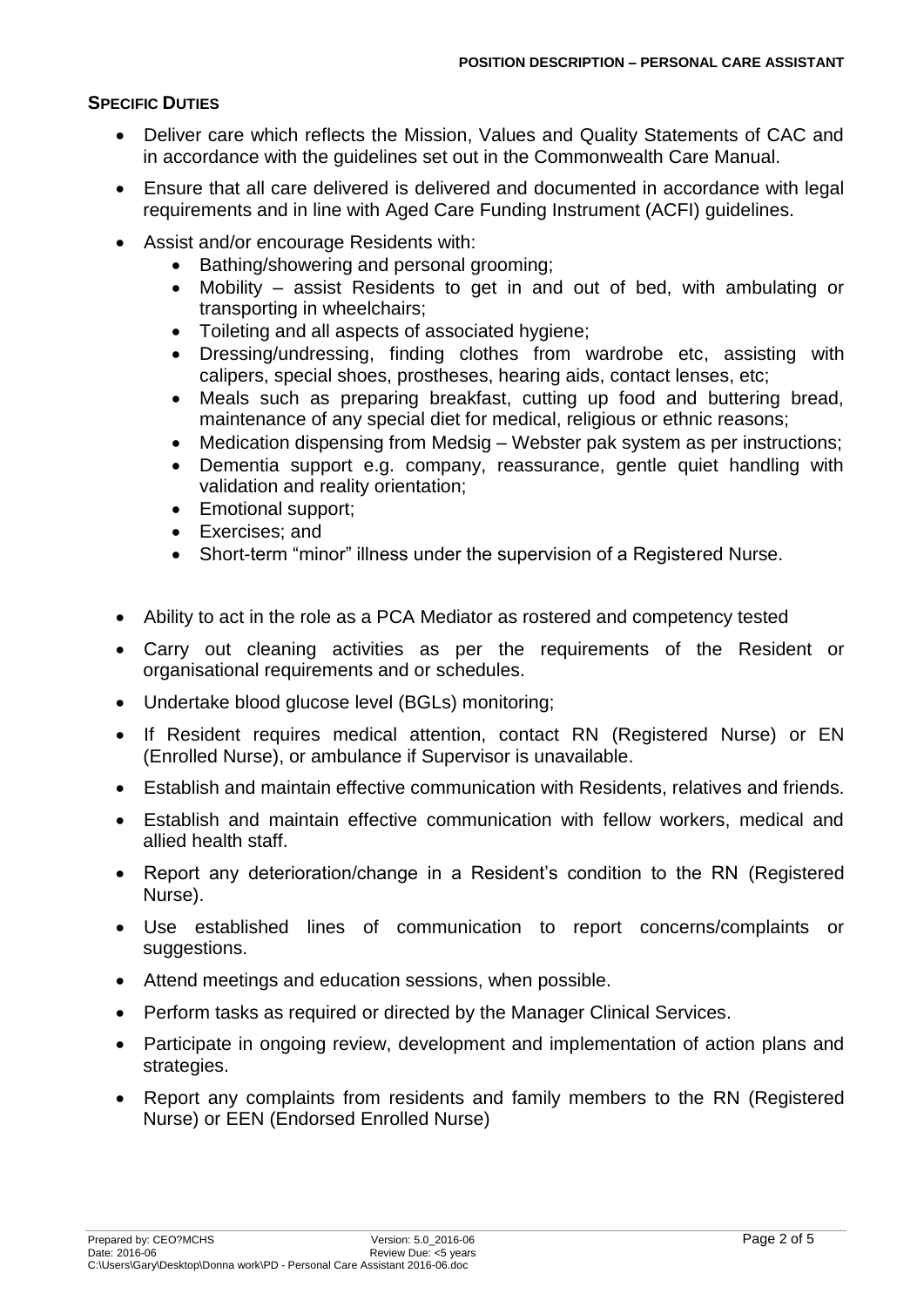## SPECIFIC DUTIES

- Deliver care which reflects the Mission, Values and Quality Statements of CAC and in accordance with the guidelines set out in the Commonwealth Care Manual.
- Ensure that all care delivered is delivered and documented in accordance with legal requirements and in line with Aged Care Funding Instrument (ACFI) guidelines.
- Assist and/or encourage Residents with:
  - Bathing/showering and personal grooming;
  - Mobility – assist Residents to get in and out of bed, with ambulating or transporting in wheelchairs;
  - Toileting and all aspects of associated hygiene;
  - Dressing/undressing, finding clothes from wardrobe etc, assisting with calipers, special shoes, prostheses, hearing aids, contact lenses, etc;
  - Meals such as preparing breakfast, cutting up food and buttering bread, maintenance of any special diet for medical, religious or ethnic reasons;
  - Medication dispensing from Medsig – Webster pak system as per instructions;
  - Dementia support e.g. company, reassurance, gentle quiet handling with validation and reality orientation;
  - Emotional support;
  - Exercises; and
  - Short-term "minor" illness under the supervision of a Registered Nurse.
- Ability to act in the role as a PCA Mediator as rostered and competency tested
- Carry out cleaning activities as per the requirements of the Resident or organisational requirements and or schedules.
- Undertake blood glucose level (BGLs) monitoring;
- If Resident requires medical attention, contact RN (Registered Nurse) or EN (Enrolled Nurse), or ambulance if Supervisor is unavailable.
- Establish and maintain effective communication with Residents, relatives and friends.
- Establish and maintain effective communication with fellow workers, medical and allied health staff.
- Report any deterioration/change in a Resident's condition to the RN (Registered Nurse).
- Use established lines of communication to report concerns/complaints or suggestions.
- Attend meetings and education sessions, when possible.
- Perform tasks as required or directed by the Manager Clinical Services.
- Participate in ongoing review, development and implementation of action plans and strategies.
- Report any complaints from residents and family members to the RN (Registered Nurse) or EEN (Endorsed Enrolled Nurse)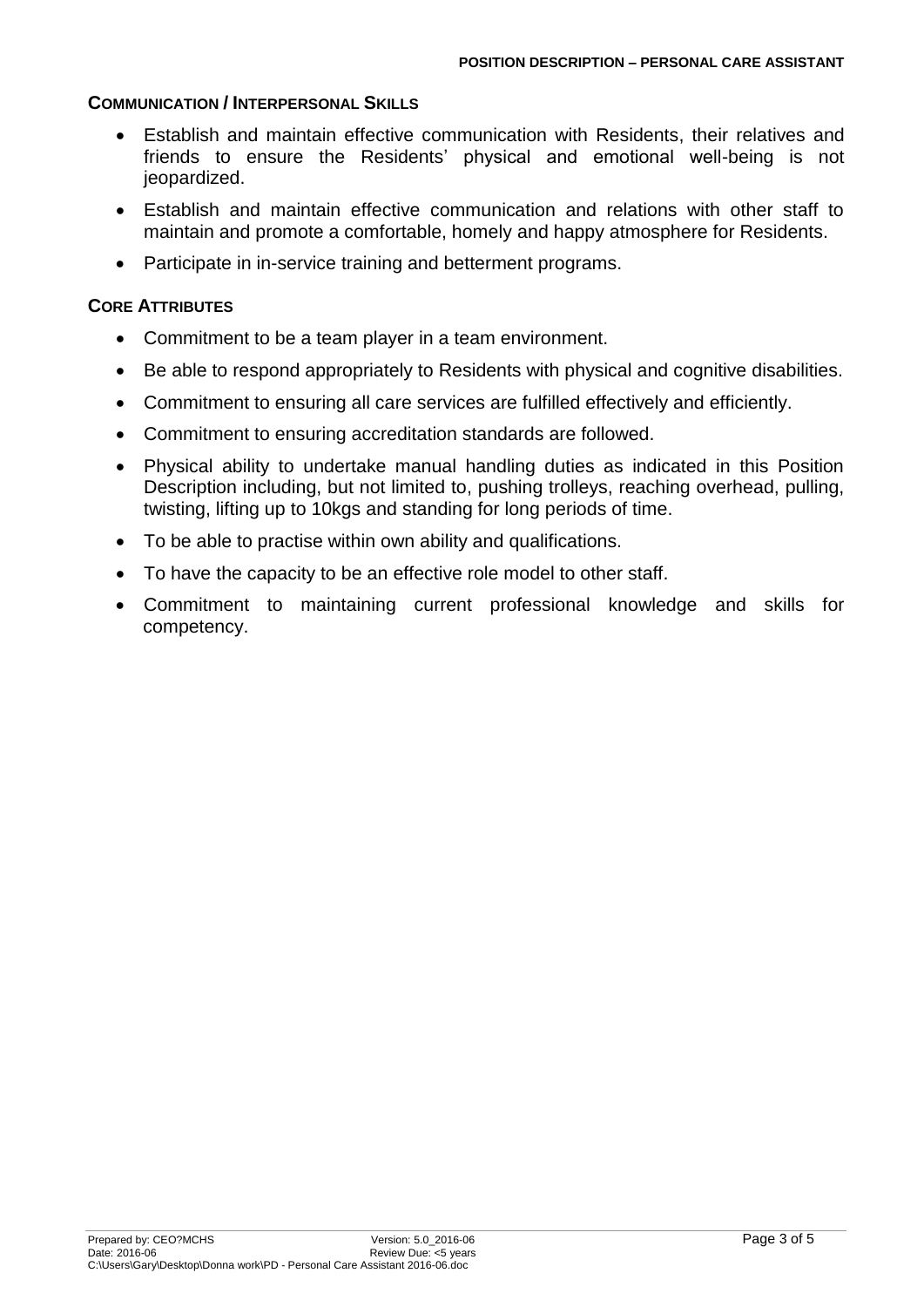## Communication / Interpersonal Skills

- Establish and maintain effective communication with Residents, their relatives and friends to ensure the Residents' physical and emotional well-being is not jeopardized.
- Establish and maintain effective communication and relations with other staff to maintain and promote a comfortable, homely and happy atmosphere for Residents.
- Participate in in-service training and betterment programs.

## Core Attributes

- Commitment to be a team player in a team environment.
- Be able to respond appropriately to Residents with physical and cognitive disabilities.
- Commitment to ensuring all care services are fulfilled effectively and efficiently.
- Commitment to ensuring accreditation standards are followed.
- Physical ability to undertake manual handling duties as indicated in this Position Description including, but not limited to, pushing trolleys, reaching overhead, pulling, twisting, lifting up to 10kgs and standing for long periods of time.
- To be able to practise within own ability and qualifications.
- To have the capacity to be an effective role model to other staff.
- Commitment to maintaining current professional knowledge and skills for competency.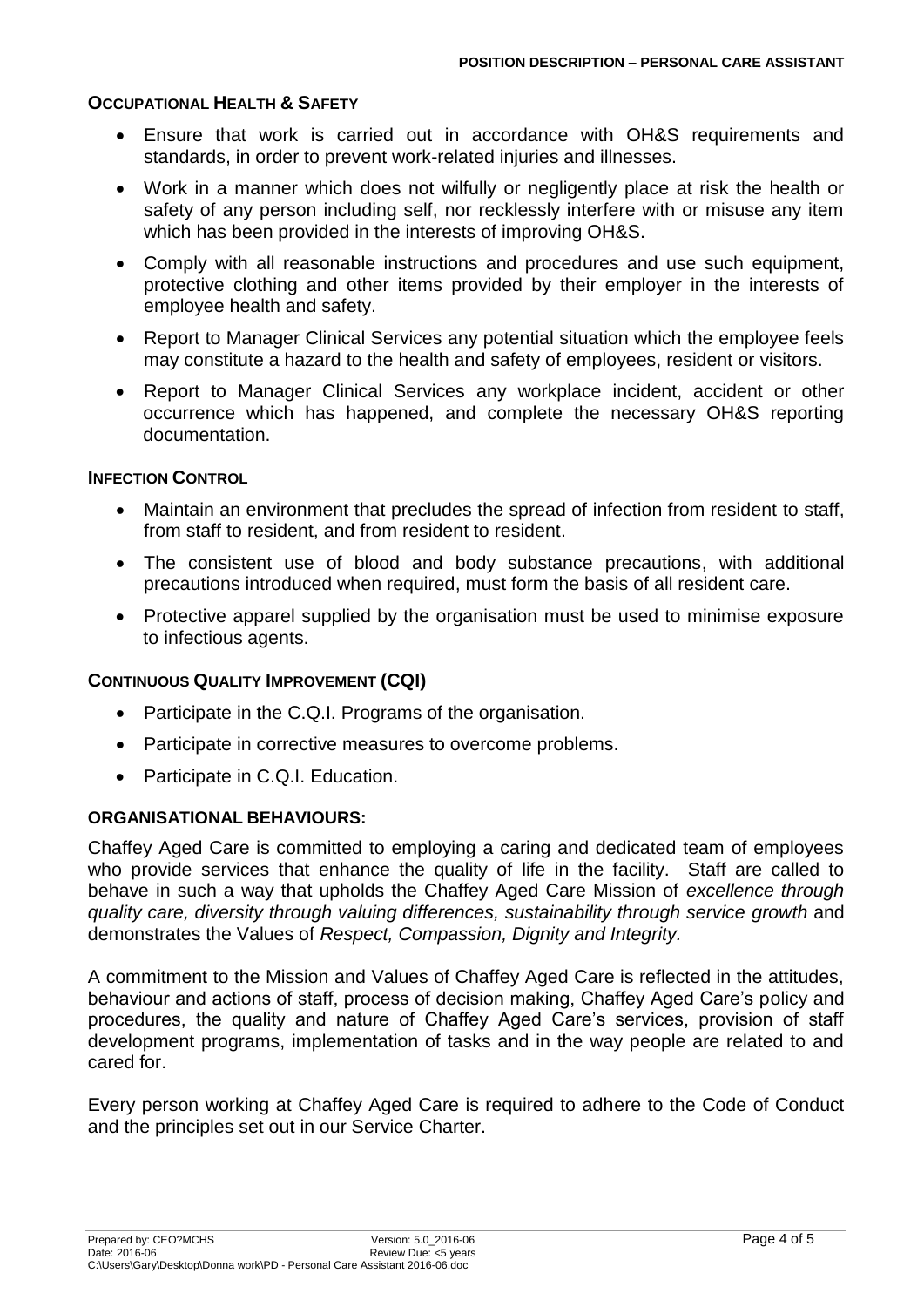### Occupational Health & Safety

- Ensure that work is carried out in accordance with OH&S requirements and standards, in order to prevent work-related injuries and illnesses.
- Work in a manner which does not wilfully or negligently place at risk the health or safety of any person including self, nor recklessly interfere with or misuse any item which has been provided in the interests of improving OH&S.
- Comply with all reasonable instructions and procedures and use such equipment, protective clothing and other items provided by their employer in the interests of employee health and safety.
- Report to Manager Clinical Services any potential situation which the employee feels may constitute a hazard to the health and safety of employees, resident or visitors.
- Report to Manager Clinical Services any workplace incident, accident or other occurrence which has happened, and complete the necessary OH&S reporting documentation.

### Infection Control

- Maintain an environment that precludes the spread of infection from resident to staff, from staff to resident, and from resident to resident.
- The consistent use of blood and body substance precautions, with additional precautions introduced when required, must form the basis of all resident care.
- Protective apparel supplied by the organisation must be used to minimise exposure to infectious agents.

### Continuous Quality Improvement (CQI)

- Participate in the C.Q.I. Programs of the organisation.
- Participate in corrective measures to overcome problems.
- Participate in C.Q.I. Education.

### ORGANISATIONAL BEHAVIOURS:

Chaffey Aged Care is committed to employing a caring and dedicated team of employees who provide services that enhance the quality of life in the facility. Staff are called to behave in such a way that upholds the Chaffey Aged Care Mission of *excellence through quality care, diversity through valuing differences, sustainability through service growth* and demonstrates the Values of *Respect, Compassion, Dignity and Integrity.*

A commitment to the Mission and Values of Chaffey Aged Care is reflected in the attitudes, behaviour and actions of staff, process of decision making, Chaffey Aged Care's policy and procedures, the quality and nature of Chaffey Aged Care's services, provision of staff development programs, implementation of tasks and in the way people are related to and cared for.

Every person working at Chaffey Aged Care is required to adhere to the Code of Conduct and the principles set out in our Service Charter.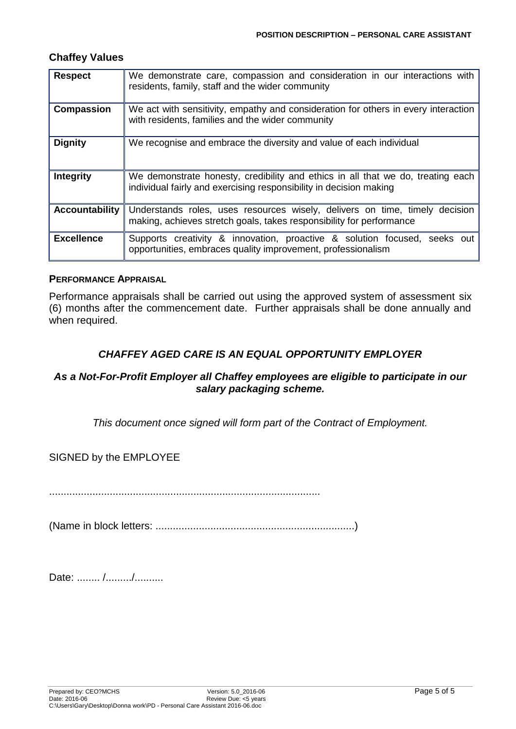## Chaffey Values

| | |
|---|---|
| **Respect** | We demonstrate care, compassion and consideration in our interactions with residents, family, staff and the wider community |
| **Compassion** | We act with sensitivity, empathy and consideration for others in every interaction with residents, families and the wider community |
| **Dignity** | We recognise and embrace the diversity and value of each individual |
| **Integrity** | We demonstrate honesty, credibility and ethics in all that we do, treating each individual fairly and exercising responsibility in decision making |
| **Accountability** | Understands roles, uses resources wisely, delivers on time, timely decision making, achieves stretch goals, takes responsibility for performance |
| **Excellence** | Supports creativity & innovation, proactive & solution focused, seeks out opportunities, embraces quality improvement, professionalism |

#### PERFORMANCE APPRAISAL

Performance appraisals shall be carried out using the approved system of assessment six (6) months after the commencement date. Further appraisals shall be done annually and when required.

***CHAFFEY AGED CARE IS AN EQUAL OPPORTUNITY EMPLOYER***

***As a Not-For-Profit Employer all Chaffey employees are eligible to participate in our salary packaging scheme.***

*This document once signed will form part of the Contract of Employment.*

SIGNED by the EMPLOYEE

............................................................................................

(Name in block letters: ....................................................................)

Date: ........ /........./..........